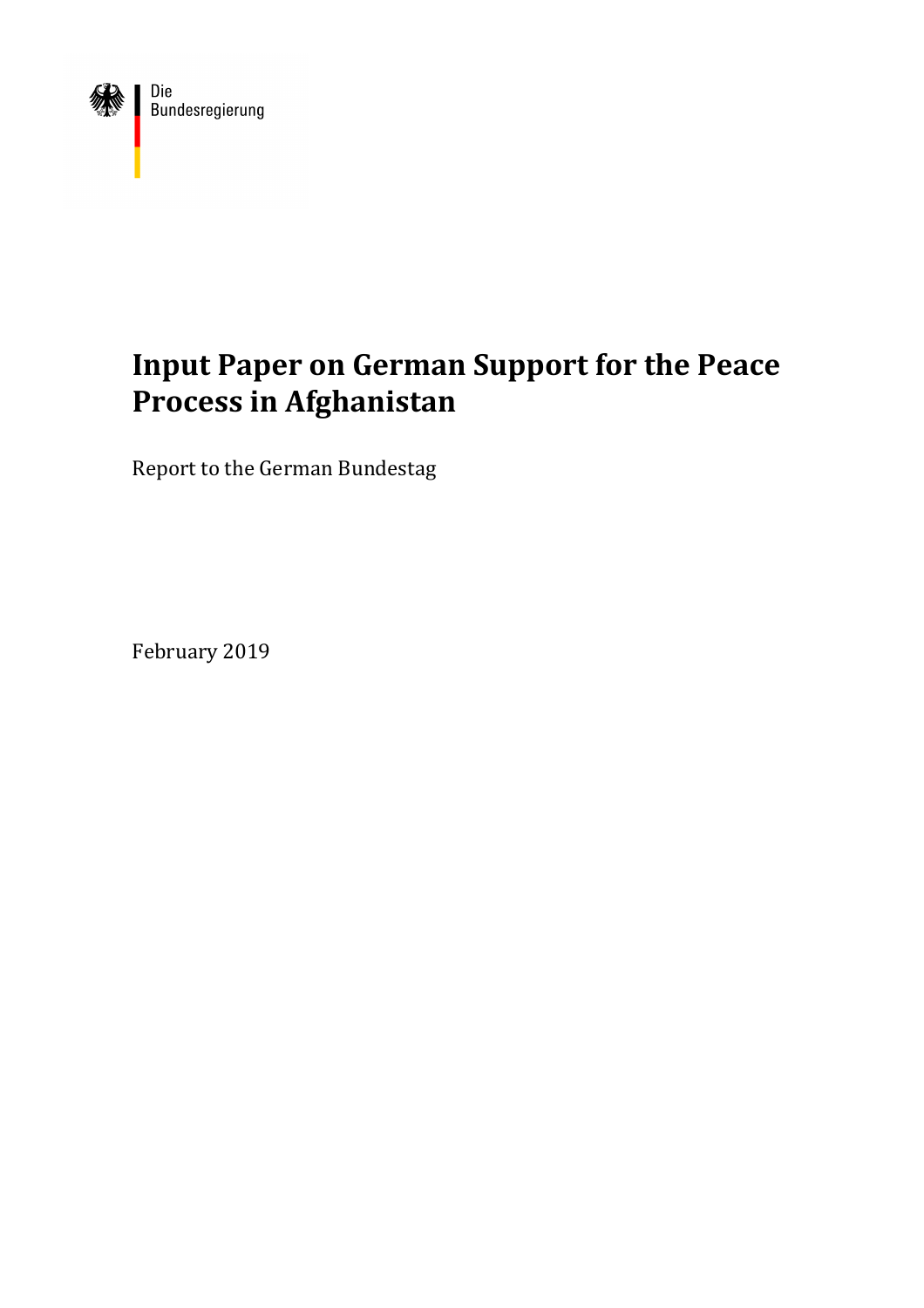Die Bundesregierung

# Input Paper on German Support for the Peace Process in Afghanistan

Report to the German Bundestag

February 2019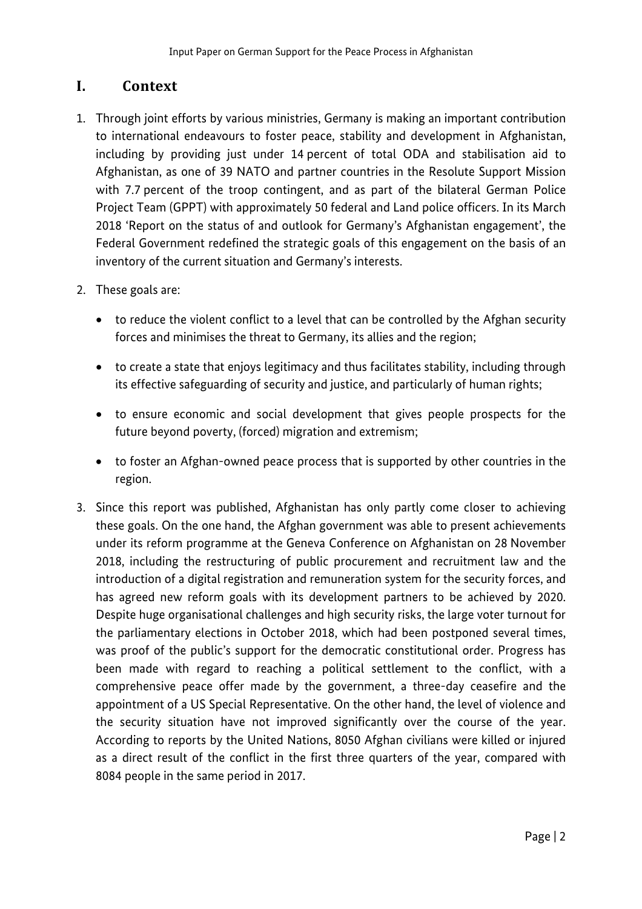## I. Context

1. Through joint efforts by various ministries, Germany is making an important contribution to international endeavours to foster peace, stability and development in Afghanistan, including by providing just under 14 percent of total ODA and stabilisation aid to Afghanistan, as one of 39 NATO and partner countries in the Resolute Support Mission with 7.7 percent of the troop contingent, and as part of the bilateral German Police Project Team (GPPT) with approximately 50 federal and Land police officers. In its March 2018 'Report on the status of and outlook for Germany's Afghanistan engagement', the Federal Government redefined the strategic goals of this engagement on the basis of an inventory of the current situation and Germany's interests.

2. These goals are:

   - to reduce the violent conflict to a level that can be controlled by the Afghan security forces and minimises the threat to Germany, its allies and the region;
   - to create a state that enjoys legitimacy and thus facilitates stability, including through its effective safeguarding of security and justice, and particularly of human rights;
   - to ensure economic and social development that gives people prospects for the future beyond poverty, (forced) migration and extremism;
   - to foster an Afghan-owned peace process that is supported by other countries in the region.

3. Since this report was published, Afghanistan has only partly come closer to achieving these goals. On the one hand, the Afghan government was able to present achievements under its reform programme at the Geneva Conference on Afghanistan on 28 November 2018, including the restructuring of public procurement and recruitment law and the introduction of a digital registration and remuneration system for the security forces, and has agreed new reform goals with its development partners to be achieved by 2020. Despite huge organisational challenges and high security risks, the large voter turnout for the parliamentary elections in October 2018, which had been postponed several times, was proof of the public's support for the democratic constitutional order. Progress has been made with regard to reaching a political settlement to the conflict, with a comprehensive peace offer made by the government, a three-day ceasefire and the appointment of a US Special Representative. On the other hand, the level of violence and the security situation have not improved significantly over the course of the year. According to reports by the United Nations, 8050 Afghan civilians were killed or injured as a direct result of the conflict in the first three quarters of the year, compared with 8084 people in the same period in 2017.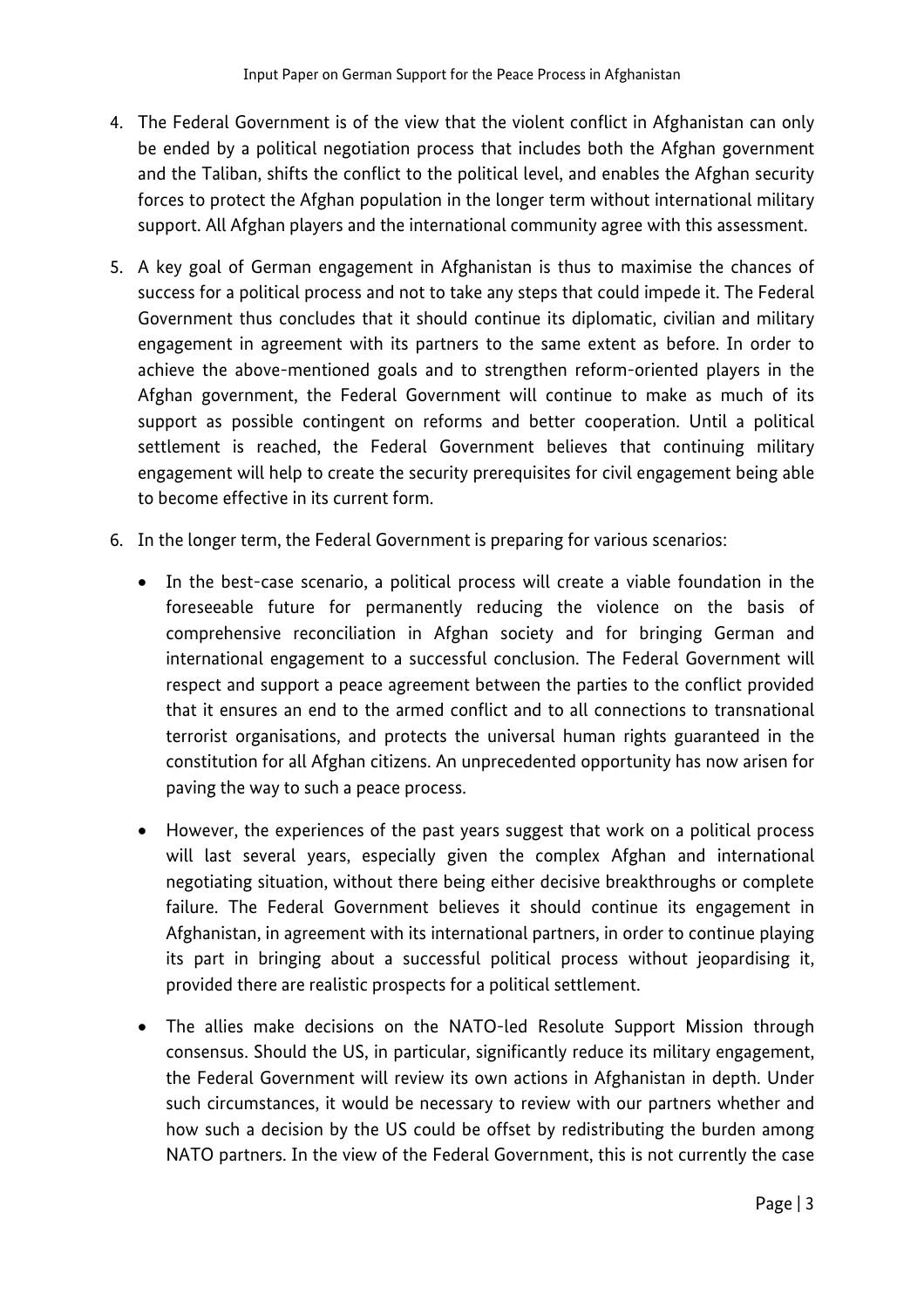4. The Federal Government is of the view that the violent conflict in Afghanistan can only be ended by a political negotiation process that includes both the Afghan government and the Taliban, shifts the conflict to the political level, and enables the Afghan security forces to protect the Afghan population in the longer term without international military support. All Afghan players and the international community agree with this assessment.

5. A key goal of German engagement in Afghanistan is thus to maximise the chances of success for a political process and not to take any steps that could impede it. The Federal Government thus concludes that it should continue its diplomatic, civilian and military engagement in agreement with its partners to the same extent as before. In order to achieve the above-mentioned goals and to strengthen reform-oriented players in the Afghan government, the Federal Government will continue to make as much of its support as possible contingent on reforms and better cooperation. Until a political settlement is reached, the Federal Government believes that continuing military engagement will help to create the security prerequisites for civil engagement being able to become effective in its current form.

6. In the longer term, the Federal Government is preparing for various scenarios:

   - In the best-case scenario, a political process will create a viable foundation in the foreseeable future for permanently reducing the violence on the basis of comprehensive reconciliation in Afghan society and for bringing German and international engagement to a successful conclusion. The Federal Government will respect and support a peace agreement between the parties to the conflict provided that it ensures an end to the armed conflict and to all connections to transnational terrorist organisations, and protects the universal human rights guaranteed in the constitution for all Afghan citizens. An unprecedented opportunity has now arisen for paving the way to such a peace process.

   - However, the experiences of the past years suggest that work on a political process will last several years, especially given the complex Afghan and international negotiating situation, without there being either decisive breakthroughs or complete failure. The Federal Government believes it should continue its engagement in Afghanistan, in agreement with its international partners, in order to continue playing its part in bringing about a successful political process without jeopardising it, provided there are realistic prospects for a political settlement.

   - The allies make decisions on the NATO-led Resolute Support Mission through consensus. Should the US, in particular, significantly reduce its military engagement, the Federal Government will review its own actions in Afghanistan in depth. Under such circumstances, it would be necessary to review with our partners whether and how such a decision by the US could be offset by redistributing the burden among NATO partners. In the view of the Federal Government, this is not currently the case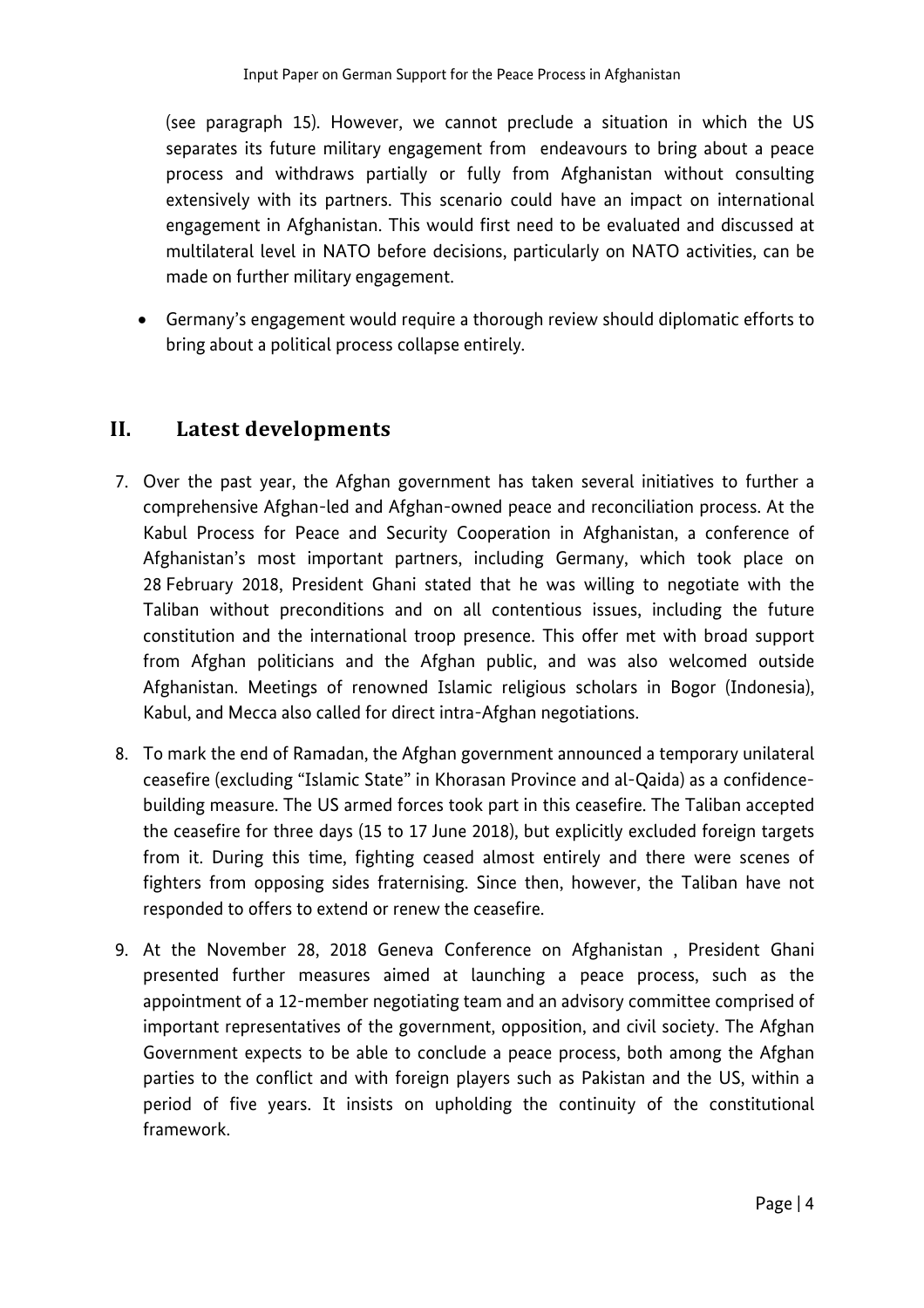(see paragraph 15). However, we cannot preclude a situation in which the US separates its future military engagement from endeavours to bring about a peace process and withdraws partially or fully from Afghanistan without consulting extensively with its partners. This scenario could have an impact on international engagement in Afghanistan. This would first need to be evaluated and discussed at multilateral level in NATO before decisions, particularly on NATO activities, can be made on further military engagement.

- Germany's engagement would require a thorough review should diplomatic efforts to bring about a political process collapse entirely.

## II. Latest developments

7. Over the past year, the Afghan government has taken several initiatives to further a comprehensive Afghan-led and Afghan-owned peace and reconciliation process. At the Kabul Process for Peace and Security Cooperation in Afghanistan, a conference of Afghanistan's most important partners, including Germany, which took place on 28 February 2018, President Ghani stated that he was willing to negotiate with the Taliban without preconditions and on all contentious issues, including the future constitution and the international troop presence. This offer met with broad support from Afghan politicians and the Afghan public, and was also welcomed outside Afghanistan. Meetings of renowned Islamic religious scholars in Bogor (Indonesia), Kabul, and Mecca also called for direct intra-Afghan negotiations.

8. To mark the end of Ramadan, the Afghan government announced a temporary unilateral ceasefire (excluding "Islamic State" in Khorasan Province and al-Qaida) as a confidence-building measure. The US armed forces took part in this ceasefire. The Taliban accepted the ceasefire for three days (15 to 17 June 2018), but explicitly excluded foreign targets from it. During this time, fighting ceased almost entirely and there were scenes of fighters from opposing sides fraternising. Since then, however, the Taliban have not responded to offers to extend or renew the ceasefire.

9. At the November 28, 2018 Geneva Conference on Afghanistan , President Ghani presented further measures aimed at launching a peace process, such as the appointment of a 12-member negotiating team and an advisory committee comprised of important representatives of the government, opposition, and civil society. The Afghan Government expects to be able to conclude a peace process, both among the Afghan parties to the conflict and with foreign players such as Pakistan and the US, within a period of five years. It insists on upholding the continuity of the constitutional framework.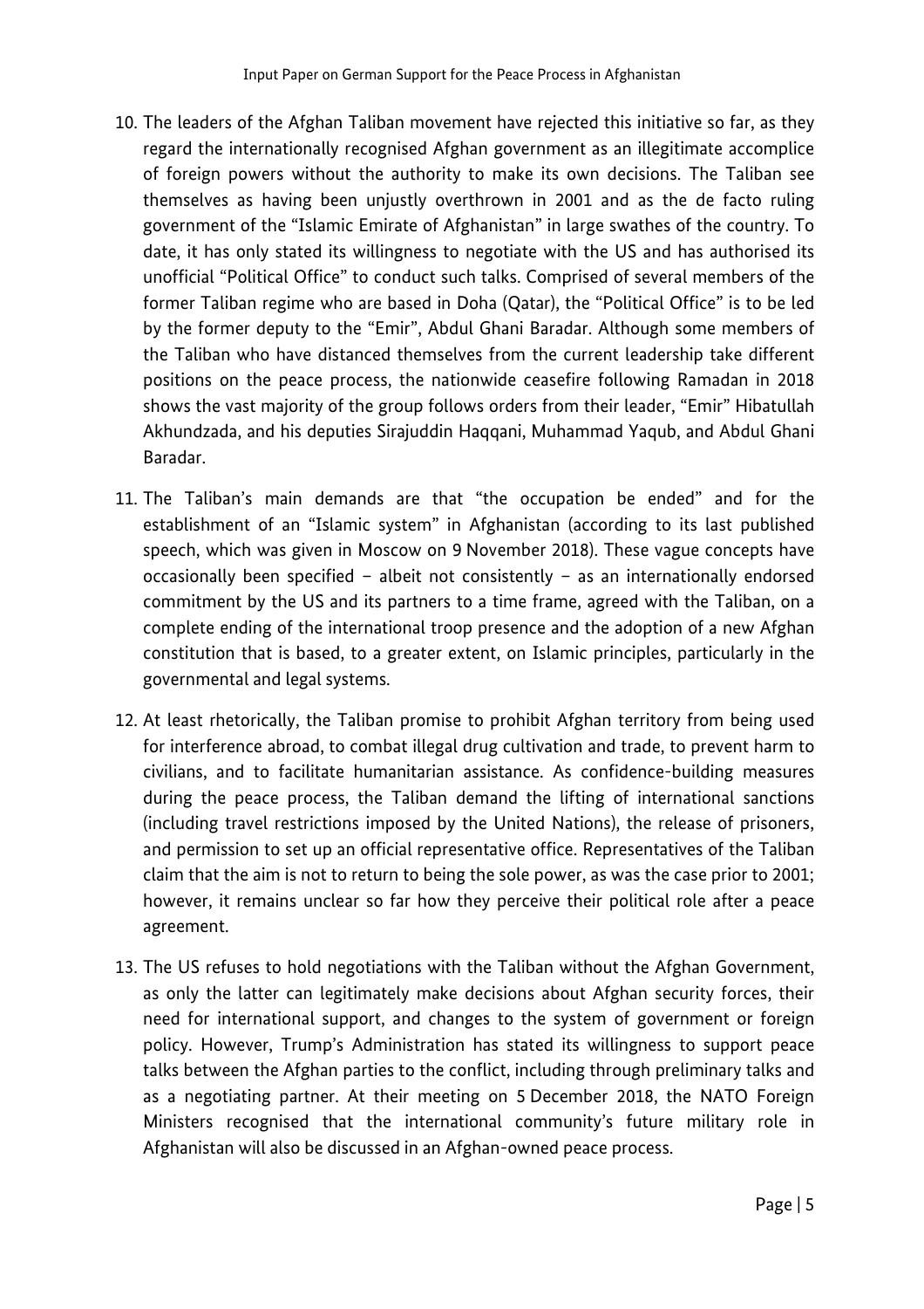10. The leaders of the Afghan Taliban movement have rejected this initiative so far, as they regard the internationally recognised Afghan government as an illegitimate accomplice of foreign powers without the authority to make its own decisions. The Taliban see themselves as having been unjustly overthrown in 2001 and as the de facto ruling government of the "Islamic Emirate of Afghanistan" in large swathes of the country. To date, it has only stated its willingness to negotiate with the US and has authorised its unofficial "Political Office" to conduct such talks. Comprised of several members of the former Taliban regime who are based in Doha (Qatar), the "Political Office" is to be led by the former deputy to the "Emir", Abdul Ghani Baradar. Although some members of the Taliban who have distanced themselves from the current leadership take different positions on the peace process, the nationwide ceasefire following Ramadan in 2018 shows the vast majority of the group follows orders from their leader, "Emir" Hibatullah Akhundzada, and his deputies Sirajuddin Haqqani, Muhammad Yaqub, and Abdul Ghani Baradar.

11. The Taliban's main demands are that "the occupation be ended" and for the establishment of an "Islamic system" in Afghanistan (according to its last published speech, which was given in Moscow on 9 November 2018). These vague concepts have occasionally been specified – albeit not consistently – as an internationally endorsed commitment by the US and its partners to a time frame, agreed with the Taliban, on a complete ending of the international troop presence and the adoption of a new Afghan constitution that is based, to a greater extent, on Islamic principles, particularly in the governmental and legal systems.

12. At least rhetorically, the Taliban promise to prohibit Afghan territory from being used for interference abroad, to combat illegal drug cultivation and trade, to prevent harm to civilians, and to facilitate humanitarian assistance. As confidence-building measures during the peace process, the Taliban demand the lifting of international sanctions (including travel restrictions imposed by the United Nations), the release of prisoners, and permission to set up an official representative office. Representatives of the Taliban claim that the aim is not to return to being the sole power, as was the case prior to 2001; however, it remains unclear so far how they perceive their political role after a peace agreement.

13. The US refuses to hold negotiations with the Taliban without the Afghan Government, as only the latter can legitimately make decisions about Afghan security forces, their need for international support, and changes to the system of government or foreign policy. However, Trump's Administration has stated its willingness to support peace talks between the Afghan parties to the conflict, including through preliminary talks and as a negotiating partner. At their meeting on 5 December 2018, the NATO Foreign Ministers recognised that the international community's future military role in Afghanistan will also be discussed in an Afghan-owned peace process.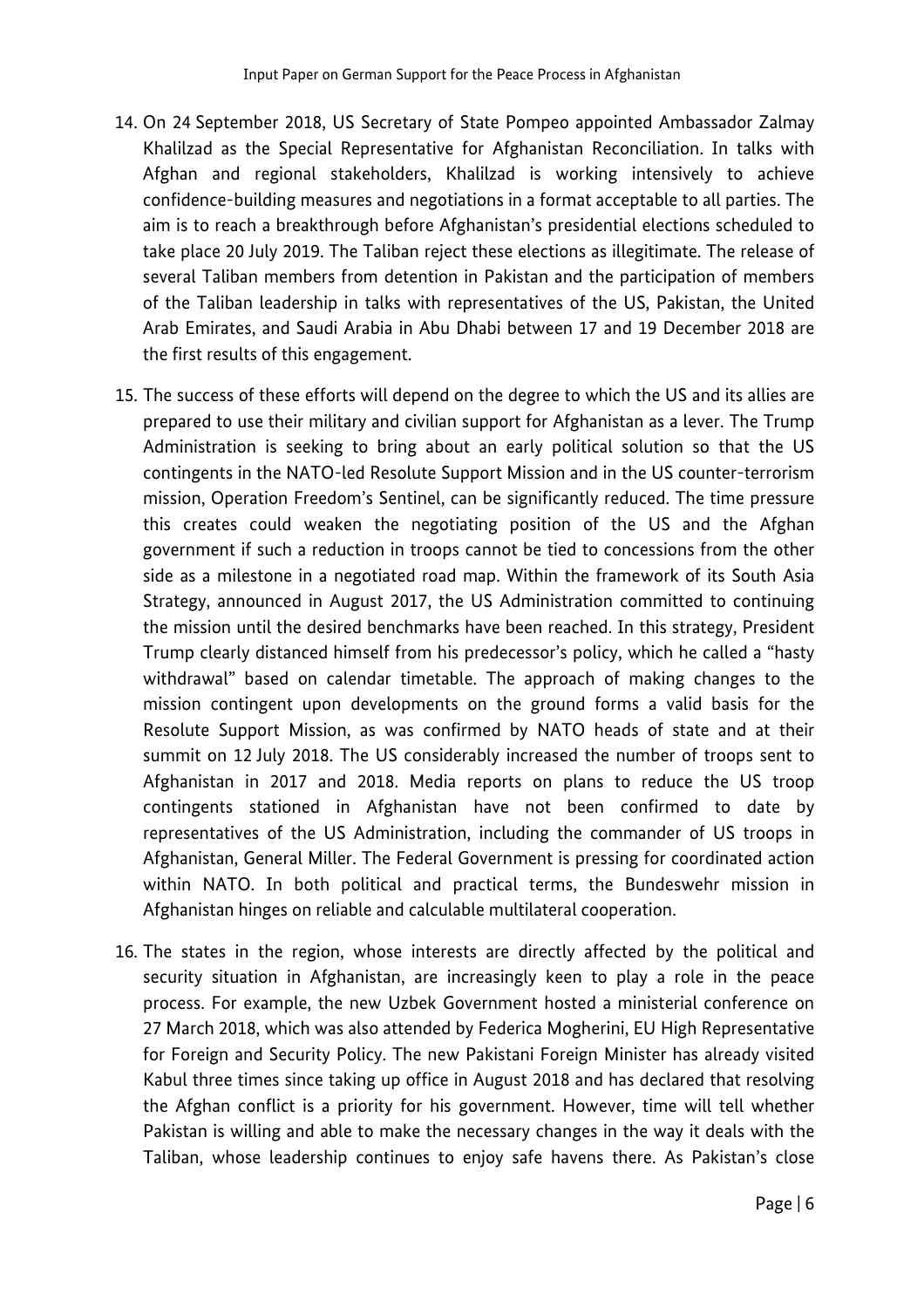14. On 24 September 2018, US Secretary of State Pompeo appointed Ambassador Zalmay Khalilzad as the Special Representative for Afghanistan Reconciliation. In talks with Afghan and regional stakeholders, Khalilzad is working intensively to achieve confidence-building measures and negotiations in a format acceptable to all parties. The aim is to reach a breakthrough before Afghanistan's presidential elections scheduled to take place 20 July 2019. The Taliban reject these elections as illegitimate. The release of several Taliban members from detention in Pakistan and the participation of members of the Taliban leadership in talks with representatives of the US, Pakistan, the United Arab Emirates, and Saudi Arabia in Abu Dhabi between 17 and 19 December 2018 are the first results of this engagement.

15. The success of these efforts will depend on the degree to which the US and its allies are prepared to use their military and civilian support for Afghanistan as a lever. The Trump Administration is seeking to bring about an early political solution so that the US contingents in the NATO-led Resolute Support Mission and in the US counter-terrorism mission, Operation Freedom's Sentinel, can be significantly reduced. The time pressure this creates could weaken the negotiating position of the US and the Afghan government if such a reduction in troops cannot be tied to concessions from the other side as a milestone in a negotiated road map. Within the framework of its South Asia Strategy, announced in August 2017, the US Administration committed to continuing the mission until the desired benchmarks have been reached. In this strategy, President Trump clearly distanced himself from his predecessor's policy, which he called a "hasty withdrawal" based on calendar timetable. The approach of making changes to the mission contingent upon developments on the ground forms a valid basis for the Resolute Support Mission, as was confirmed by NATO heads of state and at their summit on 12 July 2018. The US considerably increased the number of troops sent to Afghanistan in 2017 and 2018. Media reports on plans to reduce the US troop contingents stationed in Afghanistan have not been confirmed to date by representatives of the US Administration, including the commander of US troops in Afghanistan, General Miller. The Federal Government is pressing for coordinated action within NATO. In both political and practical terms, the Bundeswehr mission in Afghanistan hinges on reliable and calculable multilateral cooperation.

16. The states in the region, whose interests are directly affected by the political and security situation in Afghanistan, are increasingly keen to play a role in the peace process. For example, the new Uzbek Government hosted a ministerial conference on 27 March 2018, which was also attended by Federica Mogherini, EU High Representative for Foreign and Security Policy. The new Pakistani Foreign Minister has already visited Kabul three times since taking up office in August 2018 and has declared that resolving the Afghan conflict is a priority for his government. However, time will tell whether Pakistan is willing and able to make the necessary changes in the way it deals with the Taliban, whose leadership continues to enjoy safe havens there. As Pakistan's close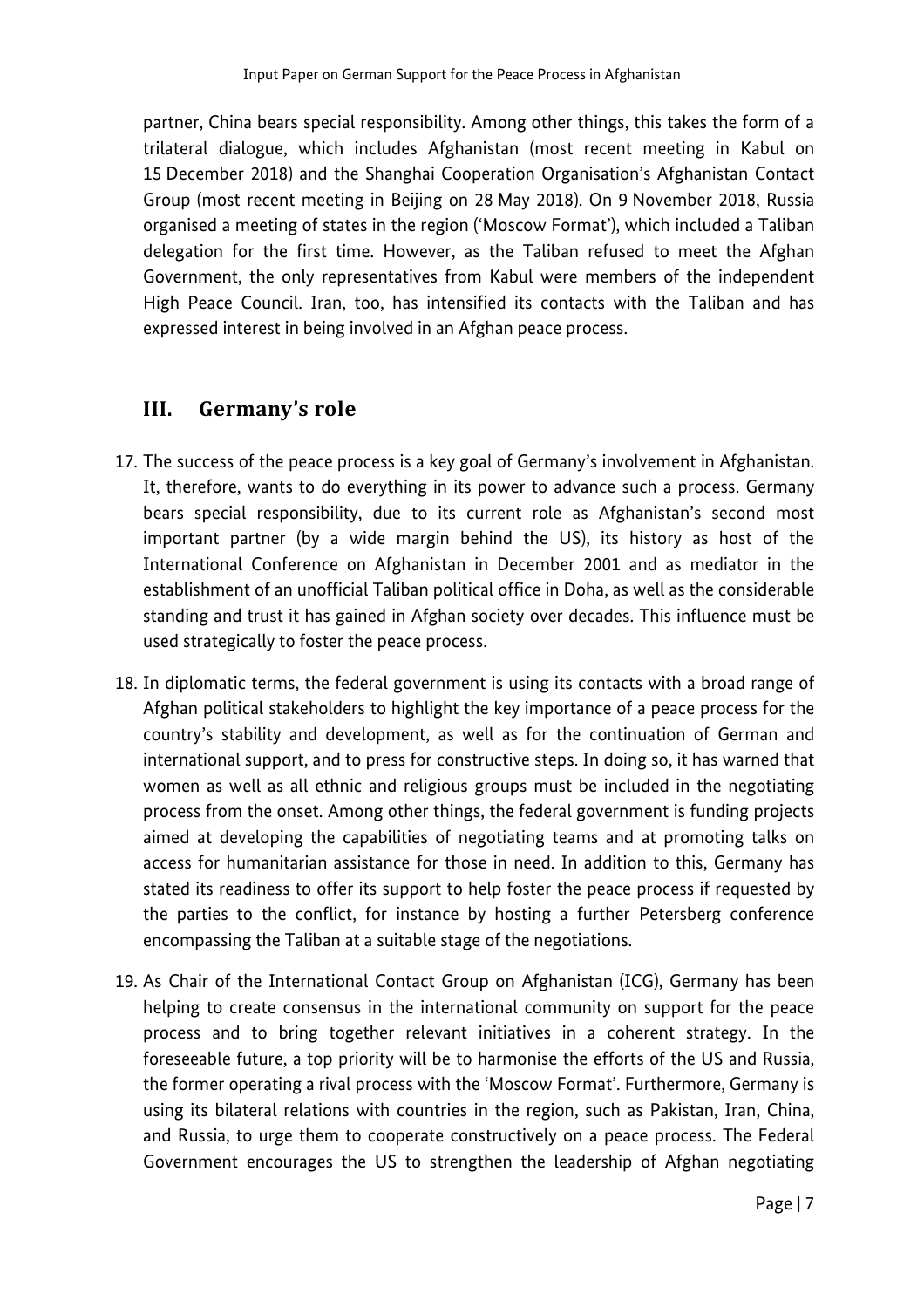partner, China bears special responsibility. Among other things, this takes the form of a trilateral dialogue, which includes Afghanistan (most recent meeting in Kabul on 15 December 2018) and the Shanghai Cooperation Organisation's Afghanistan Contact Group (most recent meeting in Beijing on 28 May 2018). On 9 November 2018, Russia organised a meeting of states in the region ('Moscow Format'), which included a Taliban delegation for the first time. However, as the Taliban refused to meet the Afghan Government, the only representatives from Kabul were members of the independent High Peace Council. Iran, too, has intensified its contacts with the Taliban and has expressed interest in being involved in an Afghan peace process.

## III. Germany's role

17. The success of the peace process is a key goal of Germany's involvement in Afghanistan. It, therefore, wants to do everything in its power to advance such a process. Germany bears special responsibility, due to its current role as Afghanistan's second most important partner (by a wide margin behind the US), its history as host of the International Conference on Afghanistan in December 2001 and as mediator in the establishment of an unofficial Taliban political office in Doha, as well as the considerable standing and trust it has gained in Afghan society over decades. This influence must be used strategically to foster the peace process.

18. In diplomatic terms, the federal government is using its contacts with a broad range of Afghan political stakeholders to highlight the key importance of a peace process for the country's stability and development, as well as for the continuation of German and international support, and to press for constructive steps. In doing so, it has warned that women as well as all ethnic and religious groups must be included in the negotiating process from the onset. Among other things, the federal government is funding projects aimed at developing the capabilities of negotiating teams and at promoting talks on access for humanitarian assistance for those in need. In addition to this, Germany has stated its readiness to offer its support to help foster the peace process if requested by the parties to the conflict, for instance by hosting a further Petersberg conference encompassing the Taliban at a suitable stage of the negotiations.

19. As Chair of the International Contact Group on Afghanistan (ICG), Germany has been helping to create consensus in the international community on support for the peace process and to bring together relevant initiatives in a coherent strategy. In the foreseeable future, a top priority will be to harmonise the efforts of the US and Russia, the former operating a rival process with the 'Moscow Format'. Furthermore, Germany is using its bilateral relations with countries in the region, such as Pakistan, Iran, China, and Russia, to urge them to cooperate constructively on a peace process. The Federal Government encourages the US to strengthen the leadership of Afghan negotiating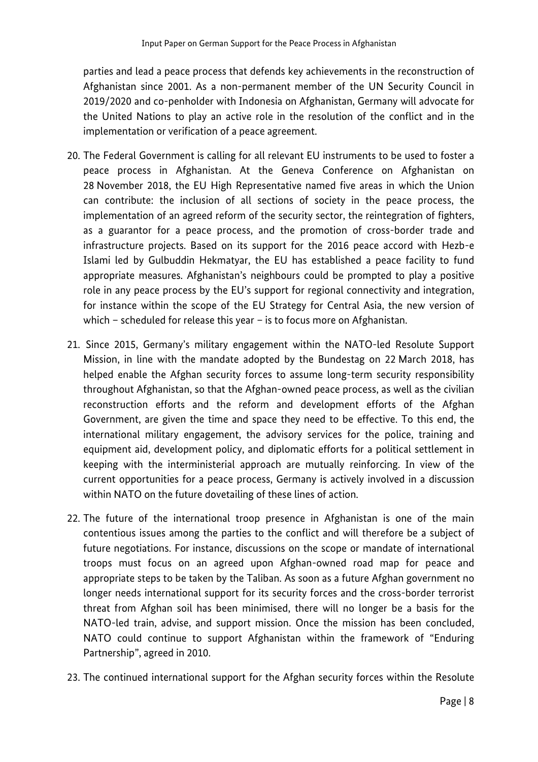parties and lead a peace process that defends key achievements in the reconstruction of Afghanistan since 2001. As a non-permanent member of the UN Security Council in 2019/2020 and co-penholder with Indonesia on Afghanistan, Germany will advocate for the United Nations to play an active role in the resolution of the conflict and in the implementation or verification of a peace agreement.

20. The Federal Government is calling for all relevant EU instruments to be used to foster a peace process in Afghanistan. At the Geneva Conference on Afghanistan on 28 November 2018, the EU High Representative named five areas in which the Union can contribute: the inclusion of all sections of society in the peace process, the implementation of an agreed reform of the security sector, the reintegration of fighters, as a guarantor for a peace process, and the promotion of cross-border trade and infrastructure projects. Based on its support for the 2016 peace accord with Hezb-e Islami led by Gulbuddin Hekmatyar, the EU has established a peace facility to fund appropriate measures. Afghanistan's neighbours could be prompted to play a positive role in any peace process by the EU's support for regional connectivity and integration, for instance within the scope of the EU Strategy for Central Asia, the new version of which – scheduled for release this year – is to focus more on Afghanistan.

21. Since 2015, Germany's military engagement within the NATO-led Resolute Support Mission, in line with the mandate adopted by the Bundestag on 22 March 2018, has helped enable the Afghan security forces to assume long-term security responsibility throughout Afghanistan, so that the Afghan-owned peace process, as well as the civilian reconstruction efforts and the reform and development efforts of the Afghan Government, are given the time and space they need to be effective. To this end, the international military engagement, the advisory services for the police, training and equipment aid, development policy, and diplomatic efforts for a political settlement in keeping with the interministerial approach are mutually reinforcing. In view of the current opportunities for a peace process, Germany is actively involved in a discussion within NATO on the future dovetailing of these lines of action.

22. The future of the international troop presence in Afghanistan is one of the main contentious issues among the parties to the conflict and will therefore be a subject of future negotiations. For instance, discussions on the scope or mandate of international troops must focus on an agreed upon Afghan-owned road map for peace and appropriate steps to be taken by the Taliban. As soon as a future Afghan government no longer needs international support for its security forces and the cross-border terrorist threat from Afghan soil has been minimised, there will no longer be a basis for the NATO-led train, advise, and support mission. Once the mission has been concluded, NATO could continue to support Afghanistan within the framework of "Enduring Partnership", agreed in 2010.

23. The continued international support for the Afghan security forces within the Resolute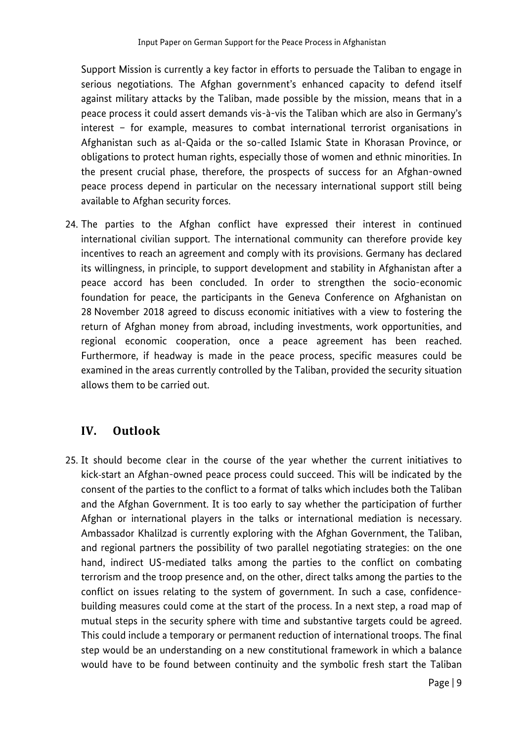Support Mission is currently a key factor in efforts to persuade the Taliban to engage in serious negotiations. The Afghan government's enhanced capacity to defend itself against military attacks by the Taliban, made possible by the mission, means that in a peace process it could assert demands vis-à-vis the Taliban which are also in Germany's interest – for example, measures to combat international terrorist organisations in Afghanistan such as al-Qaida or the so-called Islamic State in Khorasan Province, or obligations to protect human rights, especially those of women and ethnic minorities. In the present crucial phase, therefore, the prospects of success for an Afghan-owned peace process depend in particular on the necessary international support still being available to Afghan security forces.

24. The parties to the Afghan conflict have expressed their interest in continued international civilian support. The international community can therefore provide key incentives to reach an agreement and comply with its provisions. Germany has declared its willingness, in principle, to support development and stability in Afghanistan after a peace accord has been concluded. In order to strengthen the socio-economic foundation for peace, the participants in the Geneva Conference on Afghanistan on 28 November 2018 agreed to discuss economic initiatives with a view to fostering the return of Afghan money from abroad, including investments, work opportunities, and regional economic cooperation, once a peace agreement has been reached. Furthermore, if headway is made in the peace process, specific measures could be examined in the areas currently controlled by the Taliban, provided the security situation allows them to be carried out.

## IV. Outlook

25. It should become clear in the course of the year whether the current initiatives to kick-start an Afghan-owned peace process could succeed. This will be indicated by the consent of the parties to the conflict to a format of talks which includes both the Taliban and the Afghan Government. It is too early to say whether the participation of further Afghan or international players in the talks or international mediation is necessary. Ambassador Khalilzad is currently exploring with the Afghan Government, the Taliban, and regional partners the possibility of two parallel negotiating strategies: on the one hand, indirect US-mediated talks among the parties to the conflict on combating terrorism and the troop presence and, on the other, direct talks among the parties to the conflict on issues relating to the system of government. In such a case, confidence-building measures could come at the start of the process. In a next step, a road map of mutual steps in the security sphere with time and substantive targets could be agreed. This could include a temporary or permanent reduction of international troops. The final step would be an understanding on a new constitutional framework in which a balance would have to be found between continuity and the symbolic fresh start the Taliban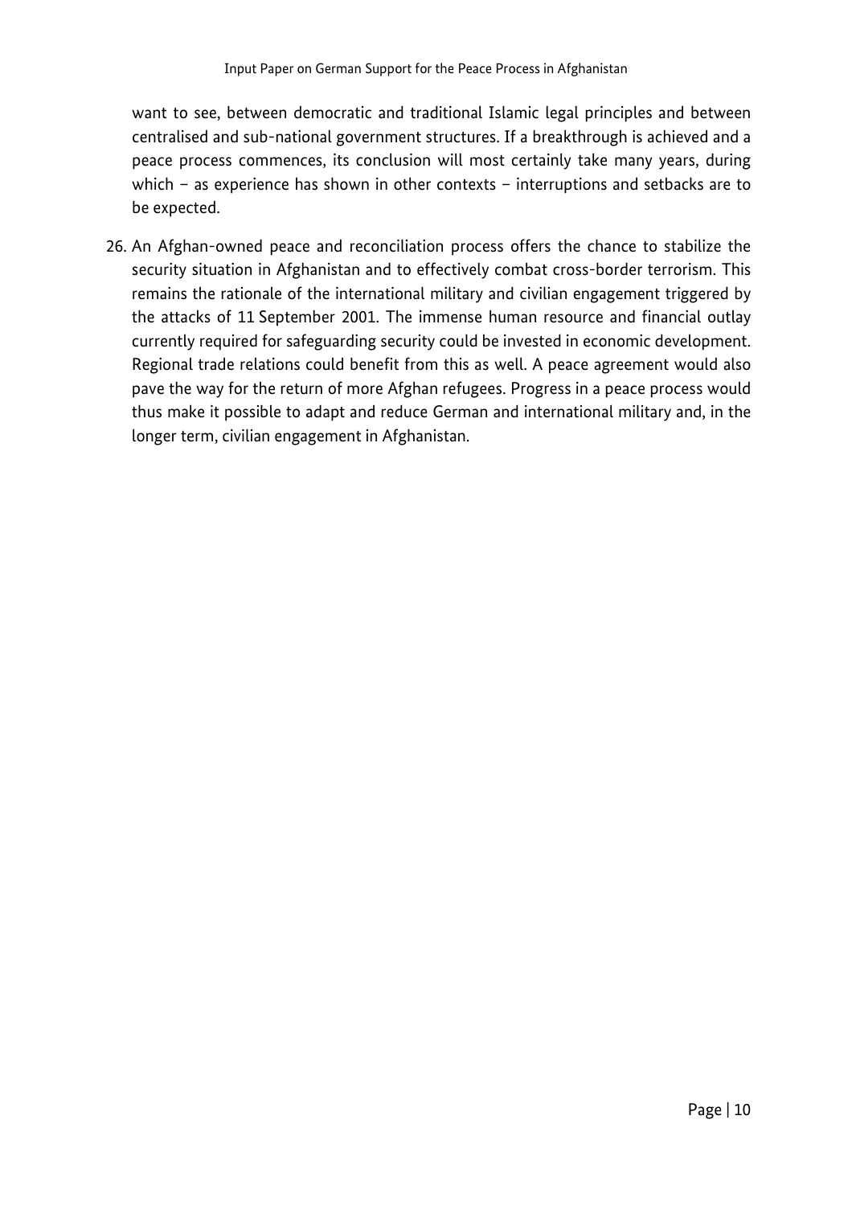want to see, between democratic and traditional Islamic legal principles and between centralised and sub-national government structures. If a breakthrough is achieved and a peace process commences, its conclusion will most certainly take many years, during which – as experience has shown in other contexts – interruptions and setbacks are to be expected.

26. An Afghan-owned peace and reconciliation process offers the chance to stabilize the security situation in Afghanistan and to effectively combat cross-border terrorism. This remains the rationale of the international military and civilian engagement triggered by the attacks of 11 September 2001. The immense human resource and financial outlay currently required for safeguarding security could be invested in economic development. Regional trade relations could benefit from this as well. A peace agreement would also pave the way for the return of more Afghan refugees. Progress in a peace process would thus make it possible to adapt and reduce German and international military and, in the longer term, civilian engagement in Afghanistan.